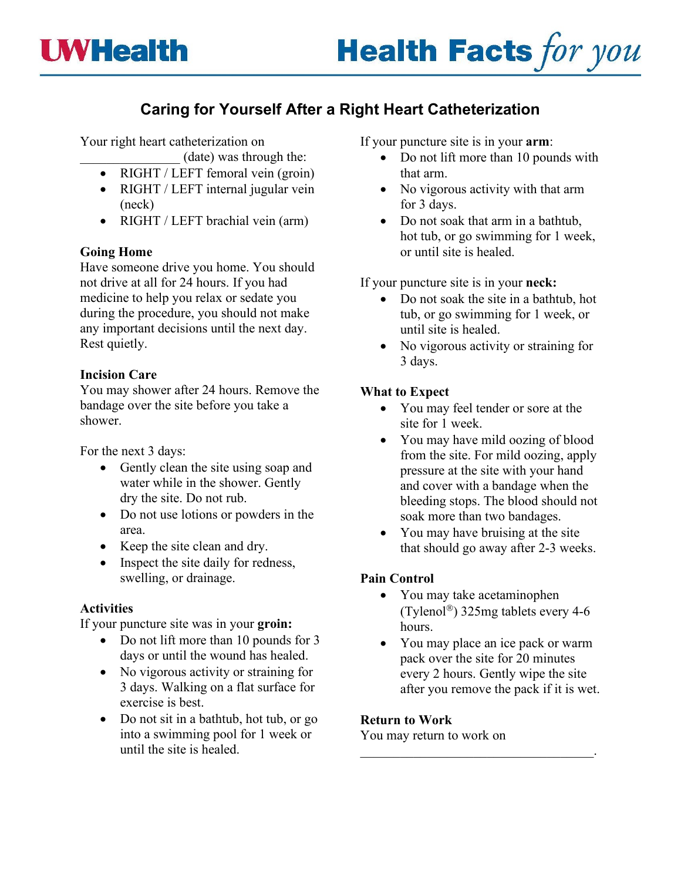UWHealth

Health Facts *for you*

# Caring for Yourself After a Right Heart Catheterization

Your right heart catheterization on _______________ (date) was through the:

- RIGHT / LEFT femoral vein (groin)
- RIGHT / LEFT internal jugular vein (neck)
- RIGHT / LEFT brachial vein (arm)

**Going Home**

Have someone drive you home. You should not drive at all for 24 hours. If you had medicine to help you relax or sedate you during the procedure, you should not make any important decisions until the next day. Rest quietly.

**Incision Care**

You may shower after 24 hours. Remove the bandage over the site before you take a shower.

For the next 3 days:

- Gently clean the site using soap and water while in the shower. Gently dry the site. Do not rub.
- Do not use lotions or powders in the area.
- Keep the site clean and dry.
- Inspect the site daily for redness, swelling, or drainage.

**Activities**

If your puncture site was in your **groin:**

- Do not lift more than 10 pounds for 3 days or until the wound has healed.
- No vigorous activity or straining for 3 days. Walking on a flat surface for exercise is best.
- Do not sit in a bathtub, hot tub, or go into a swimming pool for 1 week or until the site is healed.

If your puncture site is in your **arm**:

- Do not lift more than 10 pounds with that arm.
- No vigorous activity with that arm for 3 days.
- Do not soak that arm in a bathtub, hot tub, or go swimming for 1 week, or until site is healed.

If your puncture site is in your **neck:**

- Do not soak the site in a bathtub, hot tub, or go swimming for 1 week, or until site is healed.
- No vigorous activity or straining for 3 days.

**What to Expect**

- You may feel tender or sore at the site for 1 week.
- You may have mild oozing of blood from the site. For mild oozing, apply pressure at the site with your hand and cover with a bandage when the bleeding stops. The blood should not soak more than two bandages.
- You may have bruising at the site that should go away after 2-3 weeks.

**Pain Control**

- You may take acetaminophen (Tylenol®) 325mg tablets every 4-6 hours.
- You may place an ice pack or warm pack over the site for 20 minutes every 2 hours. Gently wipe the site after you remove the pack if it is wet.

**Return to Work**

You may return to work on ____________________________________.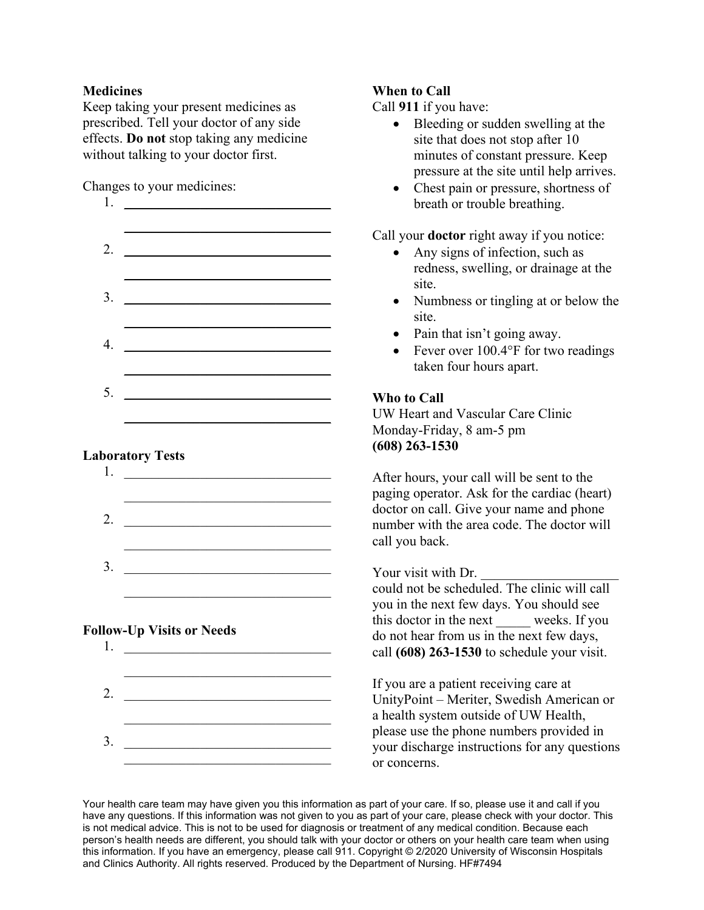**Medicines**

Keep taking your present medicines as prescribed. Tell your doctor of any side effects. **Do not** stop taking any medicine without talking to your doctor first.

Changes to your medicines:

1. ______________________________
   ______________________________
2. ______________________________
   ______________________________
3. ______________________________
   ______________________________
4. ______________________________
   ______________________________
5. ______________________________
   ______________________________

**Laboratory Tests**

1. ______________________________
   ______________________________
2. ______________________________
   ______________________________
3. ______________________________
   ______________________________

**Follow-Up Visits or Needs**

1. ______________________________
   ______________________________
2. ______________________________
   ______________________________
3. ______________________________
   ______________________________

**When to Call**

Call **911** if you have:

- Bleeding or sudden swelling at the site that does not stop after 10 minutes of constant pressure. Keep pressure at the site until help arrives.
- Chest pain or pressure, shortness of breath or trouble breathing.

Call your **doctor** right away if you notice:

- Any signs of infection, such as redness, swelling, or drainage at the site.
- Numbness or tingling at or below the site.
- Pain that isn't going away.
- Fever over 100.4°F for two readings taken four hours apart.

**Who to Call**

UW Heart and Vascular Care Clinic
Monday-Friday, 8 am-5 pm
**(608) 263-1530**

After hours, your call will be sent to the paging operator. Ask for the cardiac (heart) doctor on call. Give your name and phone number with the area code. The doctor will call you back.

Your visit with Dr. ____________________ could not be scheduled. The clinic will call you in the next few days. You should see this doctor in the next _____ weeks. If you do not hear from us in the next few days, call **(608) 263-1530** to schedule your visit.

If you are a patient receiving care at UnityPoint – Meriter, Swedish American or a health system outside of UW Health, please use the phone numbers provided in your discharge instructions for any questions or concerns.

Your health care team may have given you this information as part of your care. If so, please use it and call if you have any questions. If this information was not given to you as part of your care, please check with your doctor. This is not medical advice. This is not to be used for diagnosis or treatment of any medical condition. Because each person's health needs are different, you should talk with your doctor or others on your health care team when using this information. If you have an emergency, please call 911. Copyright © 2/2020 University of Wisconsin Hospitals and Clinics Authority. All rights reserved. Produced by the Department of Nursing. HF#7494